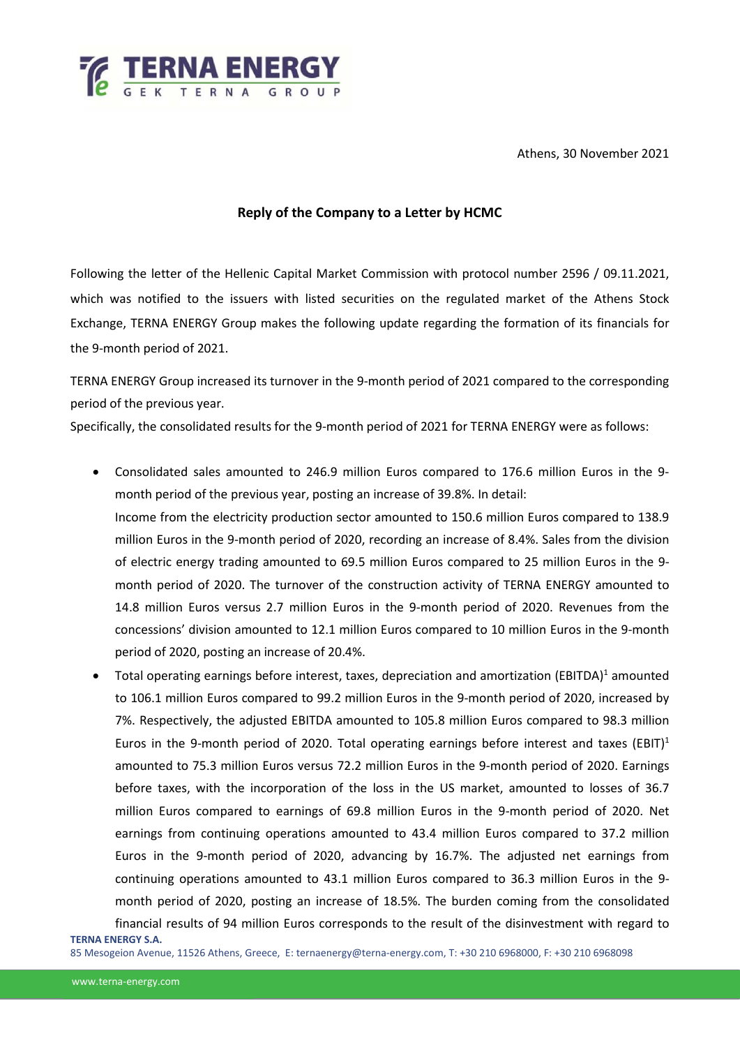Athens, 30 November 2021

**Reply of the Company to a Letter by HCMC**

Following the letter of the Hellenic Capital Market Commission with protocol number 2596 / 09.11.2021, which was notified to the issuers with listed securities on the regulated market of the Athens Stock Exchange, TERNA ENERGY Group makes the following update regarding the formation of its financials for the 9-month period of 2021.

TERNA ENERGY Group increased its turnover in the 9-month period of 2021 compared to the corresponding period of the previous year.
Specifically, the consolidated results for the 9-month period of 2021 for TERNA ENERGY were as follows:

- Consolidated sales amounted to 246.9 million Euros compared to 176.6 million Euros in the 9-month period of the previous year, posting an increase of 39.8%. In detail:
  Income from the electricity production sector amounted to 150.6 million Euros compared to 138.9 million Euros in the 9-month period of 2020, recording an increase of 8.4%. Sales from the division of electric energy trading amounted to 69.5 million Euros compared to 25 million Euros in the 9-month period of 2020. The turnover of the construction activity of TERNA ENERGY amounted to 14.8 million Euros versus 2.7 million Euros in the 9-month period of 2020. Revenues from the concessions' division amounted to 12.1 million Euros compared to 10 million Euros in the 9-month period of 2020, posting an increase of 20.4%.
- Total operating earnings before interest, taxes, depreciation and amortization (EBITDA)[1] amounted to 106.1 million Euros compared to 99.2 million Euros in the 9-month period of 2020, increased by 7%. Respectively, the adjusted EBITDA amounted to 105.8 million Euros compared to 98.3 million Euros in the 9-month period of 2020. Total operating earnings before interest and taxes (EBIT)[1] amounted to 75.3 million Euros versus 72.2 million Euros in the 9-month period of 2020. Earnings before taxes, with the incorporation of the loss in the US market, amounted to losses of 36.7 million Euros compared to earnings of 69.8 million Euros in the 9-month period of 2020. Net earnings from continuing operations amounted to 43.4 million Euros compared to 37.2 million Euros in the 9-month period of 2020, advancing by 16.7%. The adjusted net earnings from continuing operations amounted to 43.1 million Euros compared to 36.3 million Euros in the 9-month period of 2020, posting an increase of 18.5%. The burden coming from the consolidated financial results of 94 million Euros corresponds to the result of the disinvestment with regard to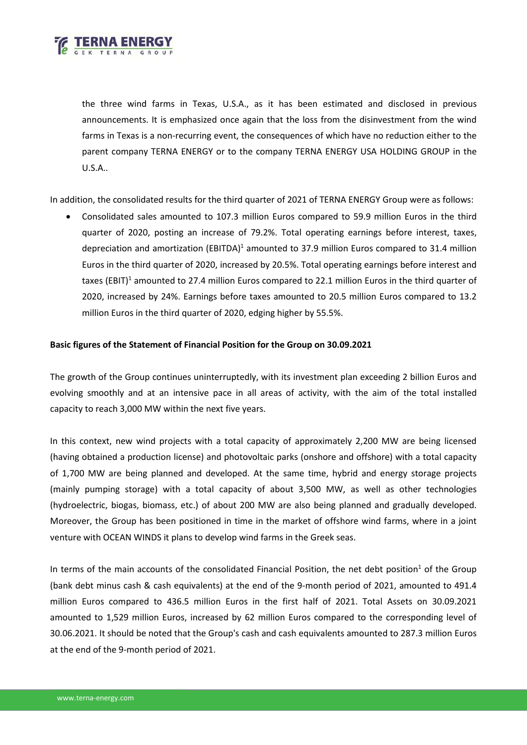the three wind farms in Texas, U.S.A., as it has been estimated and disclosed in previous announcements. It is emphasized once again that the loss from the disinvestment from the wind farms in Texas is a non-recurring event, the consequences of which have no reduction either to the parent company TERNA ENERGY or to the company TERNA ENERGY USA HOLDING GROUP in the U.S.A..

In addition, the consolidated results for the third quarter of 2021 of TERNA ENERGY Group were as follows:

- Consolidated sales amounted to 107.3 million Euros compared to 59.9 million Euros in the third quarter of 2020, posting an increase of 79.2%. Total operating earnings before interest, taxes, depreciation and amortization (EBITDA)[1] amounted to 37.9 million Euros compared to 31.4 million Euros in the third quarter of 2020, increased by 20.5%. Total operating earnings before interest and taxes (EBIT)[1] amounted to 27.4 million Euros compared to 22.1 million Euros in the third quarter of 2020, increased by 24%. Earnings before taxes amounted to 20.5 million Euros compared to 13.2 million Euros in the third quarter of 2020, edging higher by 55.5%.

**Basic figures of the Statement of Financial Position for the Group on 30.09.2021**

The growth of the Group continues uninterruptedly, with its investment plan exceeding 2 billion Euros and evolving smoothly and at an intensive pace in all areas of activity, with the aim of the total installed capacity to reach 3,000 MW within the next five years.

In this context, new wind projects with a total capacity of approximately 2,200 MW are being licensed (having obtained a production license) and photovoltaic parks (onshore and offshore) with a total capacity of 1,700 MW are being planned and developed. At the same time, hybrid and energy storage projects (mainly pumping storage) with a total capacity of about 3,500 MW, as well as other technologies (hydroelectric, biogas, biomass, etc.) of about 200 MW are also being planned and gradually developed. Moreover, the Group has been positioned in time in the market of offshore wind farms, where in a joint venture with OCEAN WINDS it plans to develop wind farms in the Greek seas.

In terms of the main accounts of the consolidated Financial Position, the net debt position[1] of the Group (bank debt minus cash & cash equivalents) at the end of the 9-month period of 2021, amounted to 491.4 million Euros compared to 436.5 million Euros in the first half of 2021. Total Assets on 30.09.2021 amounted to 1,529 million Euros, increased by 62 million Euros compared to the corresponding level of 30.06.2021. It should be noted that the Group's cash and cash equivalents amounted to 287.3 million Euros at the end of the 9-month period of 2021.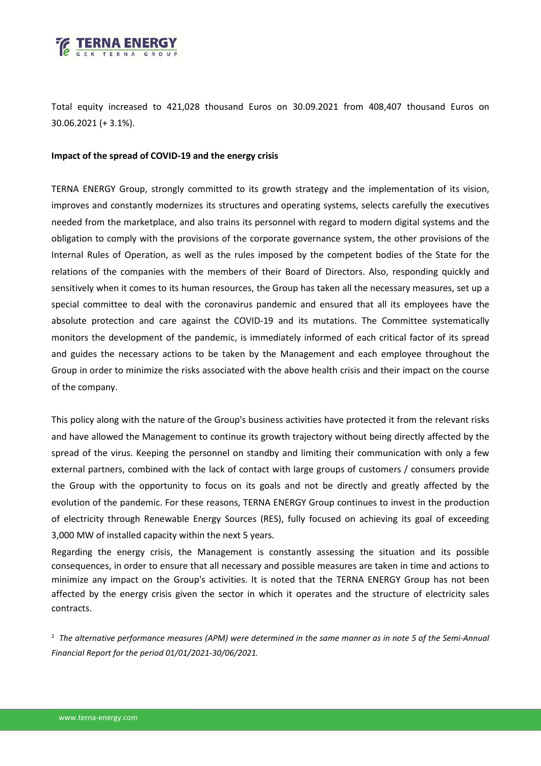Total equity increased to 421,028 thousand Euros on 30.09.2021 from 408,407 thousand Euros on 30.06.2021 (+ 3.1%).

**Impact of the spread of COVID-19 and the energy crisis**

TERNA ENERGY Group, strongly committed to its growth strategy and the implementation of its vision, improves and constantly modernizes its structures and operating systems, selects carefully the executives needed from the marketplace, and also trains its personnel with regard to modern digital systems and the obligation to comply with the provisions of the corporate governance system, the other provisions of the Internal Rules of Operation, as well as the rules imposed by the competent bodies of the State for the relations of the companies with the members of their Board of Directors. Also, responding quickly and sensitively when it comes to its human resources, the Group has taken all the necessary measures, set up a special committee to deal with the coronavirus pandemic and ensured that all its employees have the absolute protection and care against the COVID-19 and its mutations. The Committee systematically monitors the development of the pandemic, is immediately informed of each critical factor of its spread and guides the necessary actions to be taken by the Management and each employee throughout the Group in order to minimize the risks associated with the above health crisis and their impact on the course of the company.

This policy along with the nature of the Group's business activities have protected it from the relevant risks and have allowed the Management to continue its growth trajectory without being directly affected by the spread of the virus. Keeping the personnel on standby and limiting their communication with only a few external partners, combined with the lack of contact with large groups of customers / consumers provide the Group with the opportunity to focus on its goals and not be directly and greatly affected by the evolution of the pandemic. For these reasons, TERNA ENERGY Group continues to invest in the production of electricity through Renewable Energy Sources (RES), fully focused on achieving its goal of exceeding 3,000 MW of installed capacity within the next 5 years.

Regarding the energy crisis, the Management is constantly assessing the situation and its possible consequences, in order to ensure that all necessary and possible measures are taken in time and actions to minimize any impact on the Group's activities. It is noted that the TERNA ENERGY Group has not been affected by the energy crisis given the sector in which it operates and the structure of electricity sales contracts.

[1] *The alternative performance measures (APM) were determined in the same manner as in note 5 of the Semi-Annual Financial Report for the period 01/01/2021-30/06/2021.*